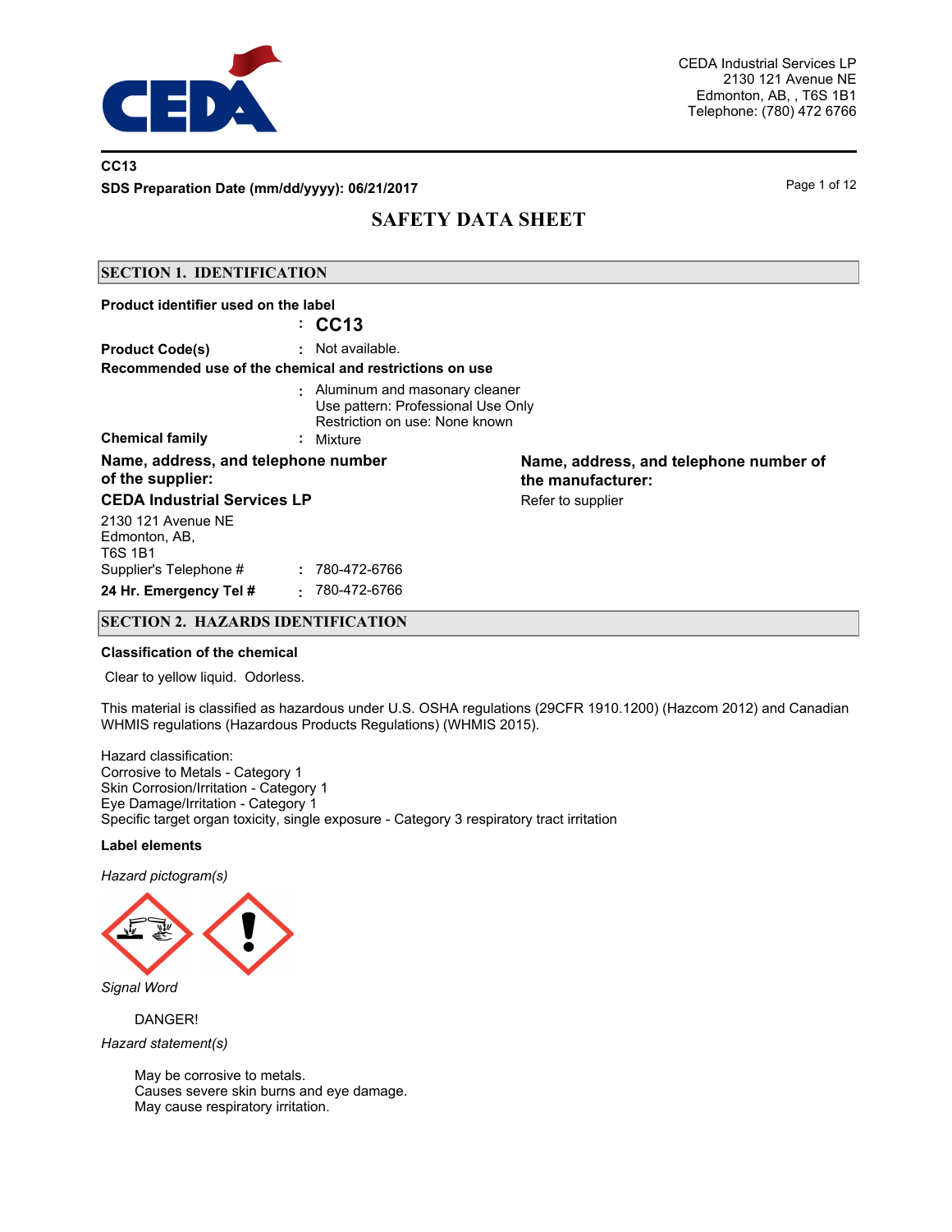CEDA Industrial Services LP
2130 121 Avenue NE
Edmonton, AB, , T6S 1B1
Telephone: (780) 472 6766

**CC13**

**SDS Preparation Date (mm/dd/yyyy): 06/21/2017**

# SAFETY DATA SHEET

## SECTION 1. IDENTIFICATION

**Product identifier used on the label**
: **CC13**

**Product Code(s)** : Not available.

**Recommended use of the chemical and restrictions on use**
: Aluminum and masonary cleaner
Use pattern: Professional Use Only
Restriction on use: None known

**Chemical family** : Mixture

**Name, address, and telephone number of the supplier:**

**CEDA Industrial Services LP**

2130 121 Avenue NE
Edmonton, AB,
T6S 1B1

Supplier's Telephone # : 780-472-6766

**24 Hr. Emergency Tel #** : 780-472-6766

**Name, address, and telephone number of the manufacturer:**

Refer to supplier

## SECTION 2. HAZARDS IDENTIFICATION

**Classification of the chemical**

Clear to yellow liquid. Odorless.

This material is classified as hazardous under U.S. OSHA regulations (29CFR 1910.1200) (Hazcom 2012) and Canadian WHMIS regulations (Hazardous Products Regulations) (WHMIS 2015).

Hazard classification:
Corrosive to Metals - Category 1
Skin Corrosion/Irritation - Category 1
Eye Damage/Irritation - Category 1
Specific target organ toxicity, single exposure - Category 3 respiratory tract irritation

**Label elements**

*Hazard pictogram(s)*

*Signal Word*

DANGER!

*Hazard statement(s)*

May be corrosive to metals.
Causes severe skin burns and eye damage.
May cause respiratory irritation.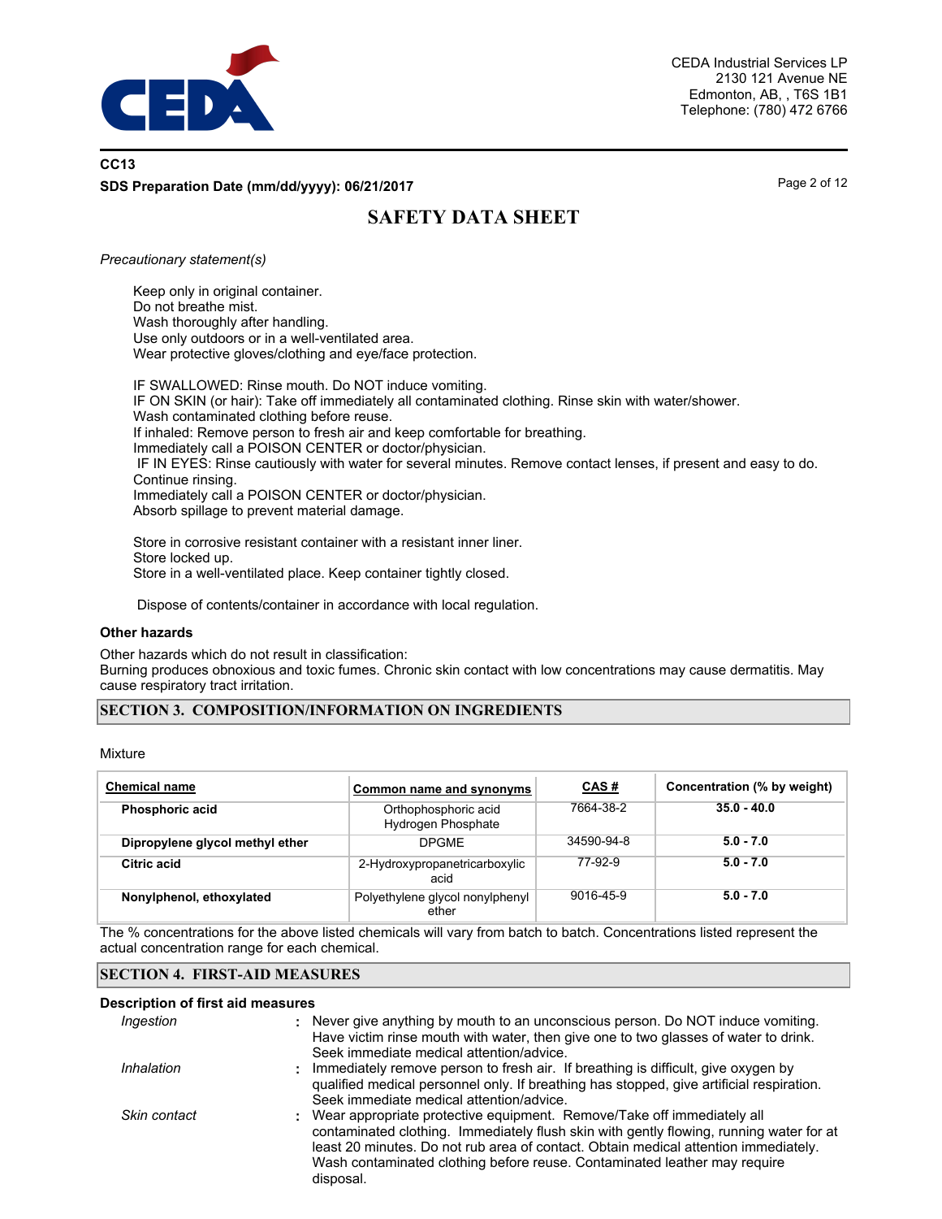*Precautionary statement(s)*

Keep only in original container.
Do not breathe mist.
Wash thoroughly after handling.
Use only outdoors or in a well-ventilated area.
Wear protective gloves/clothing and eye/face protection.

IF SWALLOWED: Rinse mouth. Do NOT induce vomiting.
IF ON SKIN (or hair): Take off immediately all contaminated clothing. Rinse skin with water/shower.
Wash contaminated clothing before reuse.
If inhaled: Remove person to fresh air and keep comfortable for breathing.
Immediately call a POISON CENTER or doctor/physician.
IF IN EYES: Rinse cautiously with water for several minutes. Remove contact lenses, if present and easy to do. Continue rinsing.
Immediately call a POISON CENTER or doctor/physician.
Absorb spillage to prevent material damage.

Store in corrosive resistant container with a resistant inner liner.
Store locked up.
Store in a well-ventilated place. Keep container tightly closed.

Dispose of contents/container in accordance with local regulation.

### Other hazards

Other hazards which do not result in classification:
Burning produces obnoxious and toxic fumes. Chronic skin contact with low concentrations may cause dermatitis. May cause respiratory tract irritation.

## SECTION 3. COMPOSITION/INFORMATION ON INGREDIENTS

Mixture

| Chemical name | Common name and synonyms | CAS # | Concentration (% by weight) |
|---|---|---|---|
| **Phosphoric acid** | Orthophosphoric acid Hydrogen Phosphate | 7664-38-2 | **35.0 - 40.0** |
| **Dipropylene glycol methyl ether** | DPGME | 34590-94-8 | **5.0 - 7.0** |
| **Citric acid** | 2-Hydroxypropanetricarboxylic acid | 77-92-9 | **5.0 - 7.0** |
| **Nonylphenol, ethoxylated** | Polyethylene glycol nonylphenyl ether | 9016-45-9 | **5.0 - 7.0** |

The % concentrations for the above listed chemicals will vary from batch to batch. Concentrations listed represent the actual concentration range for each chemical.

## SECTION 4. FIRST-AID MEASURES

### Description of first aid measures

*Ingestion* : Never give anything by mouth to an unconscious person. Do NOT induce vomiting. Have victim rinse mouth with water, then give one to two glasses of water to drink. Seek immediate medical attention/advice.

*Inhalation* : Immediately remove person to fresh air. If breathing is difficult, give oxygen by qualified medical personnel only. If breathing has stopped, give artificial respiration. Seek immediate medical attention/advice.

*Skin contact* : Wear appropriate protective equipment. Remove/Take off immediately all contaminated clothing. Immediately flush skin with gently flowing, running water for at least 20 minutes. Do not rub area of contact. Obtain medical attention immediately. Wash contaminated clothing before reuse. Contaminated leather may require disposal.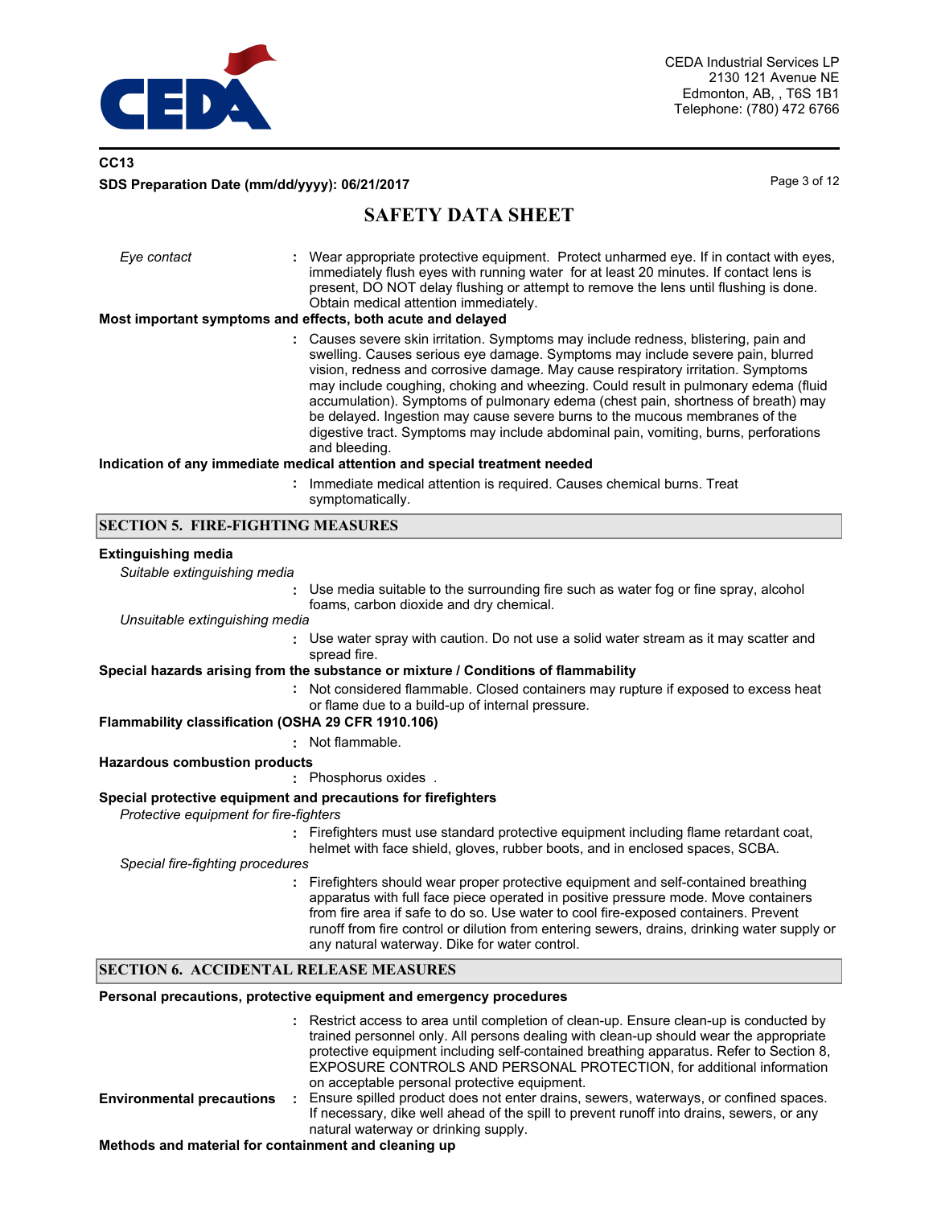*Eye contact* : Wear appropriate protective equipment. Protect unharmed eye. If in contact with eyes, immediately flush eyes with running water for at least 20 minutes. If contact lens is present, DO NOT delay flushing or attempt to remove the lens until flushing is done. Obtain medical attention immediately.

**Most important symptoms and effects, both acute and delayed**

: Causes severe skin irritation. Symptoms may include redness, blistering, pain and swelling. Causes serious eye damage. Symptoms may include severe pain, blurred vision, redness and corrosive damage. May cause respiratory irritation. Symptoms may include coughing, choking and wheezing. Could result in pulmonary edema (fluid accumulation). Symptoms of pulmonary edema (chest pain, shortness of breath) may be delayed. Ingestion may cause severe burns to the mucous membranes of the digestive tract. Symptoms may include abdominal pain, vomiting, burns, perforations and bleeding.

**Indication of any immediate medical attention and special treatment needed**

: Immediate medical attention is required. Causes chemical burns. Treat symptomatically.

## SECTION 5. FIRE-FIGHTING MEASURES

**Extinguishing media**

*Suitable extinguishing media*

: Use media suitable to the surrounding fire such as water fog or fine spray, alcohol foams, carbon dioxide and dry chemical.

*Unsuitable extinguishing media*

: Use water spray with caution. Do not use a solid water stream as it may scatter and spread fire.

**Special hazards arising from the substance or mixture / Conditions of flammability**

: Not considered flammable. Closed containers may rupture if exposed to excess heat or flame due to a build-up of internal pressure.

**Flammability classification (OSHA 29 CFR 1910.106)**

: Not flammable.

**Hazardous combustion products**

: Phosphorus oxides .

**Special protective equipment and precautions for firefighters**

*Protective equipment for fire-fighters*

: Firefighters must use standard protective equipment including flame retardant coat, helmet with face shield, gloves, rubber boots, and in enclosed spaces, SCBA.

*Special fire-fighting procedures*

: Firefighters should wear proper protective equipment and self-contained breathing apparatus with full face piece operated in positive pressure mode. Move containers from fire area if safe to do so. Use water to cool fire-exposed containers. Prevent runoff from fire control or dilution from entering sewers, drains, drinking water supply or any natural waterway. Dike for water control.

## SECTION 6. ACCIDENTAL RELEASE MEASURES

**Personal precautions, protective equipment and emergency procedures**

: Restrict access to area until completion of clean-up. Ensure clean-up is conducted by trained personnel only. All persons dealing with clean-up should wear the appropriate protective equipment including self-contained breathing apparatus. Refer to Section 8, EXPOSURE CONTROLS AND PERSONAL PROTECTION, for additional information on acceptable personal protective equipment.

**Environmental precautions** : Ensure spilled product does not enter drains, sewers, waterways, or confined spaces. If necessary, dike well ahead of the spill to prevent runoff into drains, sewers, or any natural waterway or drinking supply.

**Methods and material for containment and cleaning up**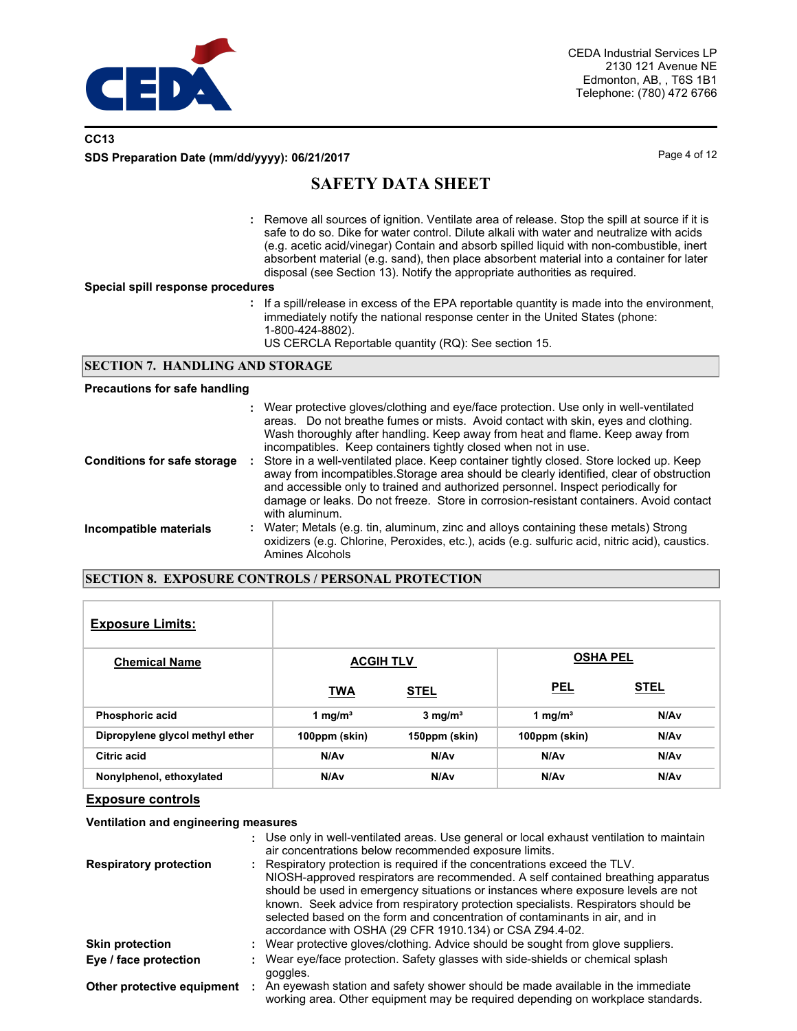: Remove all sources of ignition. Ventilate area of release. Stop the spill at source if it is safe to do so. Dike for water control. Dilute alkali with water and neutralize with acids (e.g. acetic acid/vinegar) Contain and absorb spilled liquid with non-combustible, inert absorbent material (e.g. sand), then place absorbent material into a container for later disposal (see Section 13). Notify the appropriate authorities as required.

**Special spill response procedures**

: If a spill/release in excess of the EPA reportable quantity is made into the environment, immediately notify the national response center in the United States (phone: 1-800-424-8802).
US CERCLA Reportable quantity (RQ): See section 15.

## SECTION 7. HANDLING AND STORAGE

**Precautions for safe handling**

: Wear protective gloves/clothing and eye/face protection. Use only in well-ventilated areas. Do not breathe fumes or mists. Avoid contact with skin, eyes and clothing. Wash thoroughly after handling. Keep away from heat and flame. Keep away from incompatibles. Keep containers tightly closed when not in use.

**Conditions for safe storage** : Store in a well-ventilated place. Keep container tightly closed. Store locked up. Keep away from incompatibles.Storage area should be clearly identified, clear of obstruction and accessible only to trained and authorized personnel. Inspect periodically for damage or leaks. Do not freeze. Store in corrosion-resistant containers. Avoid contact with aluminum.

**Incompatible materials** : Water; Metals (e.g. tin, aluminum, zinc and alloys containing these metals) Strong oxidizers (e.g. Chlorine, Peroxides, etc.), acids (e.g. sulfuric acid, nitric acid), caustics. Amines Alcohols

## SECTION 8. EXPOSURE CONTROLS / PERSONAL PROTECTION

| **Exposure Limits:** | | | | |
|---|---|---|---|---|
| **Chemical Name** | **ACGIH TLV** | | **OSHA PEL** | |
| | **TWA** | **STEL** | **PEL** | **STEL** |
| Phosphoric acid | 1 mg/m³ | 3 mg/m³ | 1 mg/m³ | N/Av |
| Dipropylene glycol methyl ether | 100ppm (skin) | 150ppm (skin) | 100ppm (skin) | N/Av |
| Citric acid | N/Av | N/Av | N/Av | N/Av |
| Nonylphenol, ethoxylated | N/Av | N/Av | N/Av | N/Av |

**Exposure controls**

**Ventilation and engineering measures**

: Use only in well-ventilated areas. Use general or local exhaust ventilation to maintain air concentrations below recommended exposure limits.

**Respiratory protection** : Respiratory protection is required if the concentrations exceed the TLV. NIOSH-approved respirators are recommended. A self contained breathing apparatus should be used in emergency situations or instances where exposure levels are not known. Seek advice from respiratory protection specialists. Respirators should be selected based on the form and concentration of contaminants in air, and in accordance with OSHA (29 CFR 1910.134) or CSA Z94.4-02.

**Skin protection** : Wear protective gloves/clothing. Advice should be sought from glove suppliers.

**Eye / face protection** : Wear eye/face protection. Safety glasses with side-shields or chemical splash goggles.

**Other protective equipment** : An eyewash station and safety shower should be made available in the immediate working area. Other equipment may be required depending on workplace standards.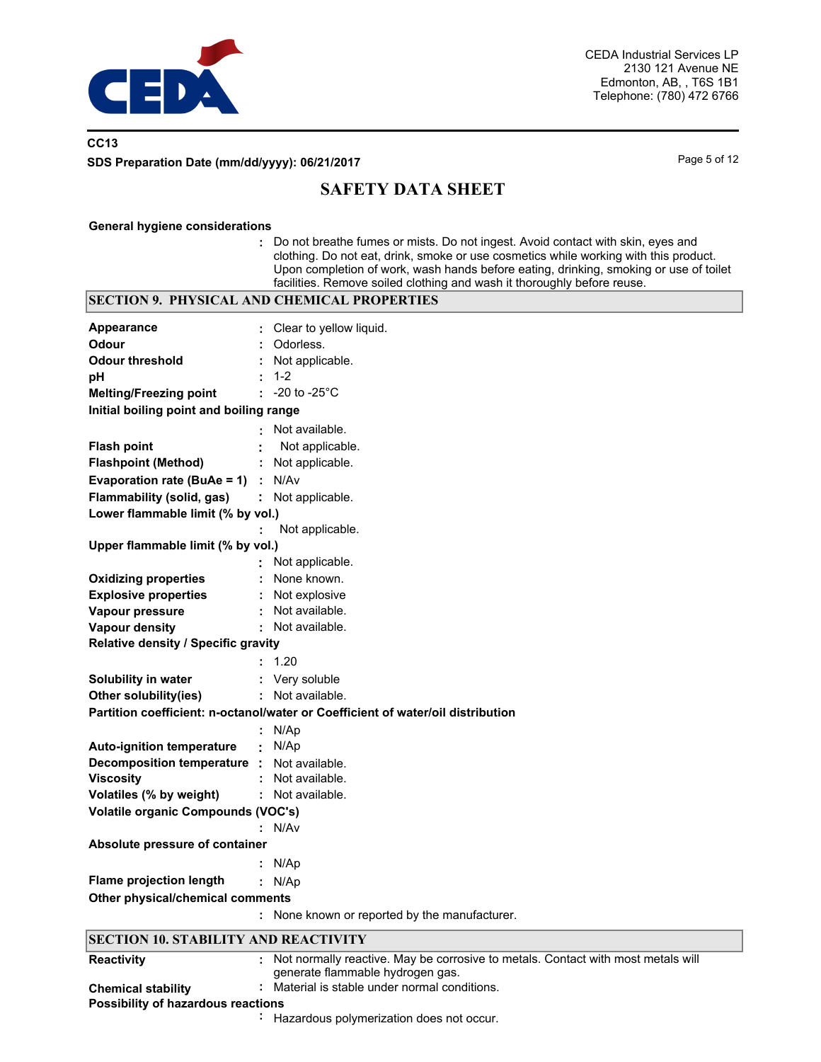**General hygiene considerations**

: Do not breathe fumes or mists. Do not ingest. Avoid contact with skin, eyes and clothing. Do not eat, drink, smoke or use cosmetics while working with this product. Upon completion of work, wash hands before eating, drinking, smoking or use of toilet facilities. Remove soiled clothing and wash it thoroughly before reuse.

## SECTION 9. PHYSICAL AND CHEMICAL PROPERTIES

| Property | Value |
|---|---|
| **Appearance** | Clear to yellow liquid. |
| **Odour** | Odorless. |
| **Odour threshold** | Not applicable. |
| **pH** | 1-2 |
| **Melting/Freezing point** | -20 to -25°C |
| **Initial boiling point and boiling range** | Not available. |
| **Flash point** | Not applicable. |
| **Flashpoint (Method)** | Not applicable. |
| **Evaporation rate (BuAe = 1)** | N/Av |
| **Flammability (solid, gas)** | Not applicable. |
| **Lower flammable limit (% by vol.)** | Not applicable. |
| **Upper flammable limit (% by vol.)** | Not applicable. |
| **Oxidizing properties** | None known. |
| **Explosive properties** | Not explosive |
| **Vapour pressure** | Not available. |
| **Vapour density** | Not available. |
| **Relative density / Specific gravity** | 1.20 |
| **Solubility in water** | Very soluble |
| **Other solubility(ies)** | Not available. |
| **Partition coefficient: n-octanol/water or Coefficient of water/oil distribution** | N/Ap |
| **Auto-ignition temperature** | N/Ap |
| **Decomposition temperature** | Not available. |
| **Viscosity** | Not available. |
| **Volatiles (% by weight)** | Not available. |
| **Volatile organic Compounds (VOC's)** | N/Av |
| **Absolute pressure of container** | N/Ap |
| **Flame projection length** | N/Ap |
| **Other physical/chemical comments** | None known or reported by the manufacturer. |

## SECTION 10. STABILITY AND REACTIVITY

| Property | Value |
|---|---|
| **Reactivity** | Not normally reactive. May be corrosive to metals. Contact with most metals will generate flammable hydrogen gas. |
| **Chemical stability** | Material is stable under normal conditions. |
| **Possibility of hazardous reactions** | Hazardous polymerization does not occur. |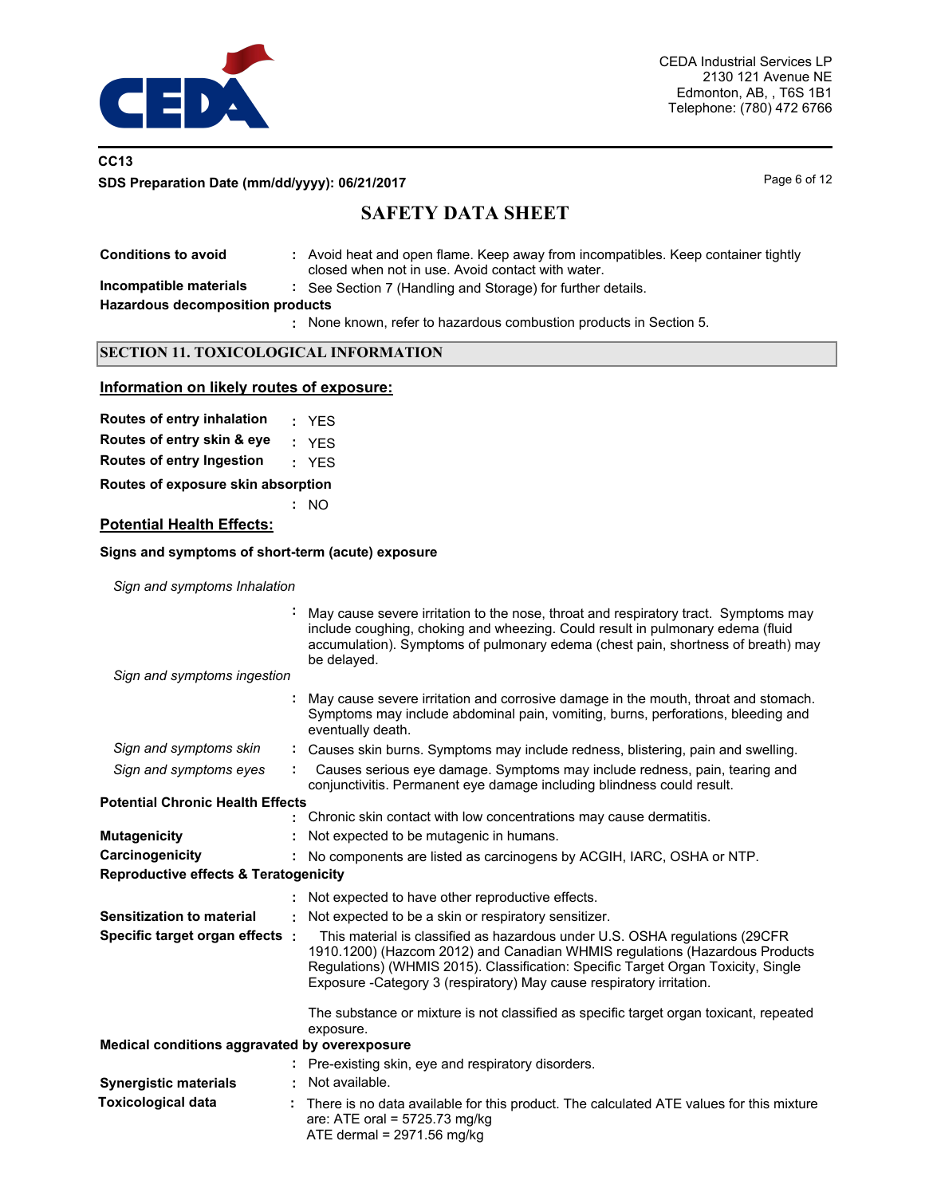**Conditions to avoid** : Avoid heat and open flame. Keep away from incompatibles. Keep container tightly closed when not in use. Avoid contact with water.

**Incompatible materials** : See Section 7 (Handling and Storage) for further details.

**Hazardous decomposition products**

: None known, refer to hazardous combustion products in Section 5.

## SECTION 11. TOXICOLOGICAL INFORMATION

### Information on likely routes of exposure:

**Routes of entry inhalation** : YES

**Routes of entry skin & eye** : YES

**Routes of entry Ingestion** : YES

**Routes of exposure skin absorption**

: NO

### Potential Health Effects:

**Signs and symptoms of short-term (acute) exposure**

*Sign and symptoms Inhalation*

: May cause severe irritation to the nose, throat and respiratory tract. Symptoms may include coughing, choking and wheezing. Could result in pulmonary edema (fluid accumulation). Symptoms of pulmonary edema (chest pain, shortness of breath) may be delayed.

*Sign and symptoms ingestion*

: May cause severe irritation and corrosive damage in the mouth, throat and stomach. Symptoms may include abdominal pain, vomiting, burns, perforations, bleeding and eventually death.

*Sign and symptoms skin* : Causes skin burns. Symptoms may include redness, blistering, pain and swelling.

*Sign and symptoms eyes* : Causes serious eye damage. Symptoms may include redness, pain, tearing and conjunctivitis. Permanent eye damage including blindness could result.

**Potential Chronic Health Effects**

: Chronic skin contact with low concentrations may cause dermatitis.

**Mutagenicity** : Not expected to be mutagenic in humans.

**Carcinogenicity** : No components are listed as carcinogens by ACGIH, IARC, OSHA or NTP.

**Reproductive effects & Teratogenicity**

: Not expected to have other reproductive effects.

**Sensitization to material** : Not expected to be a skin or respiratory sensitizer.

**Specific target organ effects** : This material is classified as hazardous under U.S. OSHA regulations (29CFR 1910.1200) (Hazcom 2012) and Canadian WHMIS regulations (Hazardous Products Regulations) (WHMIS 2015). Classification: Specific Target Organ Toxicity, Single Exposure -Category 3 (respiratory) May cause respiratory irritation.

The substance or mixture is not classified as specific target organ toxicant, repeated exposure.

**Medical conditions aggravated by overexposure**

: Pre-existing skin, eye and respiratory disorders.

**Synergistic materials** : Not available.

**Toxicological data** : There is no data available for this product. The calculated ATE values for this mixture are: ATE oral = 5725.73 mg/kg
ATE dermal = 2971.56 mg/kg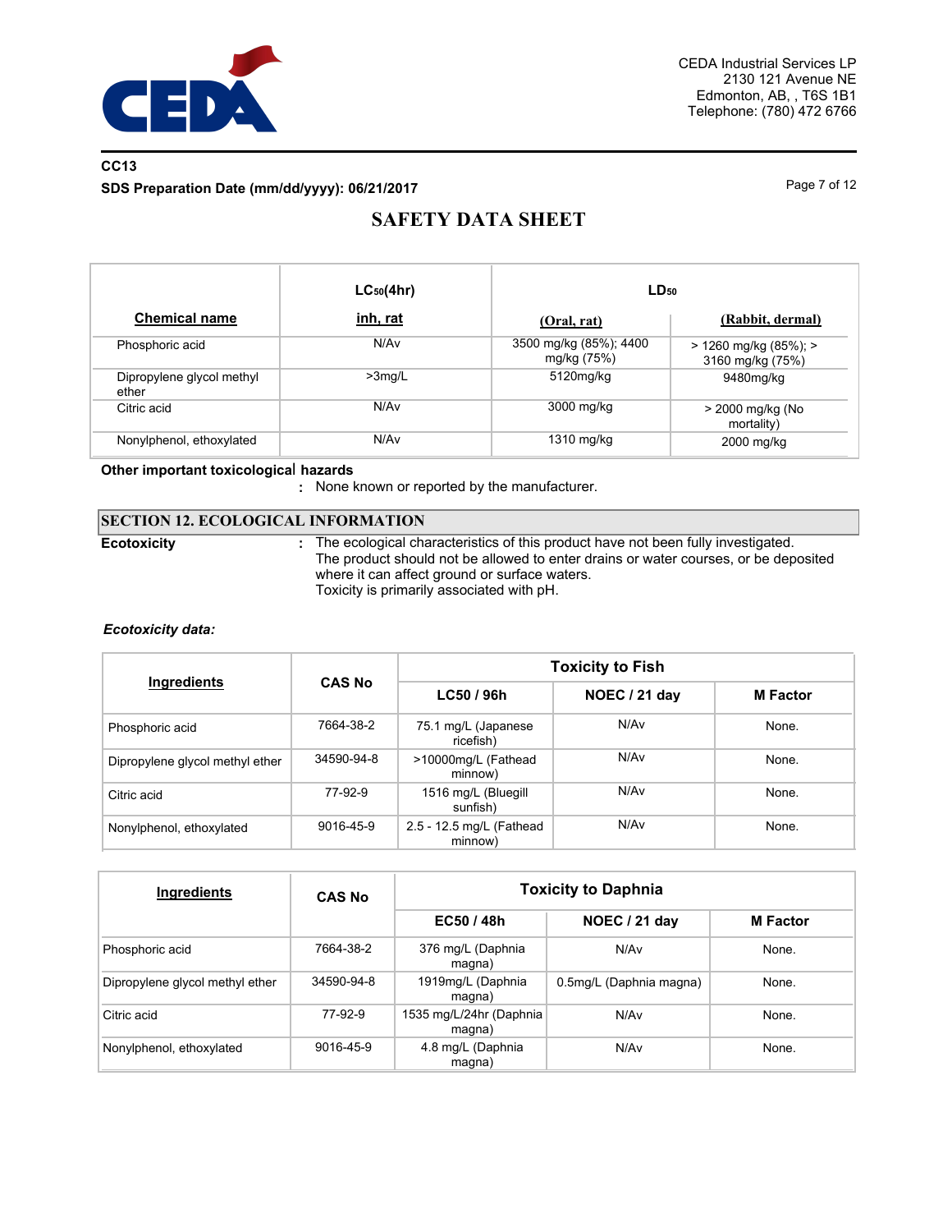| Chemical name | $LC_{50}$(4hr) inh, rat | $LD_{50}$ (Oral, rat) | $LD_{50}$ (Rabbit, dermal) |
|---|---|---|---|
| Phosphoric acid | N/Av | 3500 mg/kg (85%); 4400 mg/kg (75%) | > 1260 mg/kg (85%); > 3160 mg/kg (75%) |
| Dipropylene glycol methyl ether | >3mg/L | 5120mg/kg | 9480mg/kg |
| Citric acid | N/Av | 3000 mg/kg | > 2000 mg/kg (No mortality) |
| Nonylphenol, ethoxylated | N/Av | 1310 mg/kg | 2000 mg/kg |

**Other important toxicological hazards**

: None known or reported by the manufacturer.

## SECTION 12. ECOLOGICAL INFORMATION

**Ecotoxicity** : The ecological characteristics of this product have not been fully investigated. The product should not be allowed to enter drains or water courses, or be deposited where it can affect ground or surface waters.
Toxicity is primarily associated with pH.

***Ecotoxicity data:***

| Ingredients | CAS No | Toxicity to Fish | | |
|---|---|---|---|---|
| | | LC50 / 96h | NOEC / 21 day | M Factor |
| Phosphoric acid | 7664-38-2 | 75.1 mg/L (Japanese ricefish) | N/Av | None. |
| Dipropylene glycol methyl ether | 34590-94-8 | >10000mg/L (Fathead minnow) | N/Av | None. |
| Citric acid | 77-92-9 | 1516 mg/L (Bluegill sunfish) | N/Av | None. |
| Nonylphenol, ethoxylated | 9016-45-9 | 2.5 - 12.5 mg/L (Fathead minnow) | N/Av | None. |

| Ingredients | CAS No | Toxicity to Daphnia | | |
|---|---|---|---|---|
| | | EC50 / 48h | NOEC / 21 day | M Factor |
| Phosphoric acid | 7664-38-2 | 376 mg/L (Daphnia magna) | N/Av | None. |
| Dipropylene glycol methyl ether | 34590-94-8 | 1919mg/L (Daphnia magna) | 0.5mg/L (Daphnia magna) | None. |
| Citric acid | 77-92-9 | 1535 mg/L/24hr (Daphnia magna) | N/Av | None. |
| Nonylphenol, ethoxylated | 9016-45-9 | 4.8 mg/L (Daphnia magna) | N/Av | None. |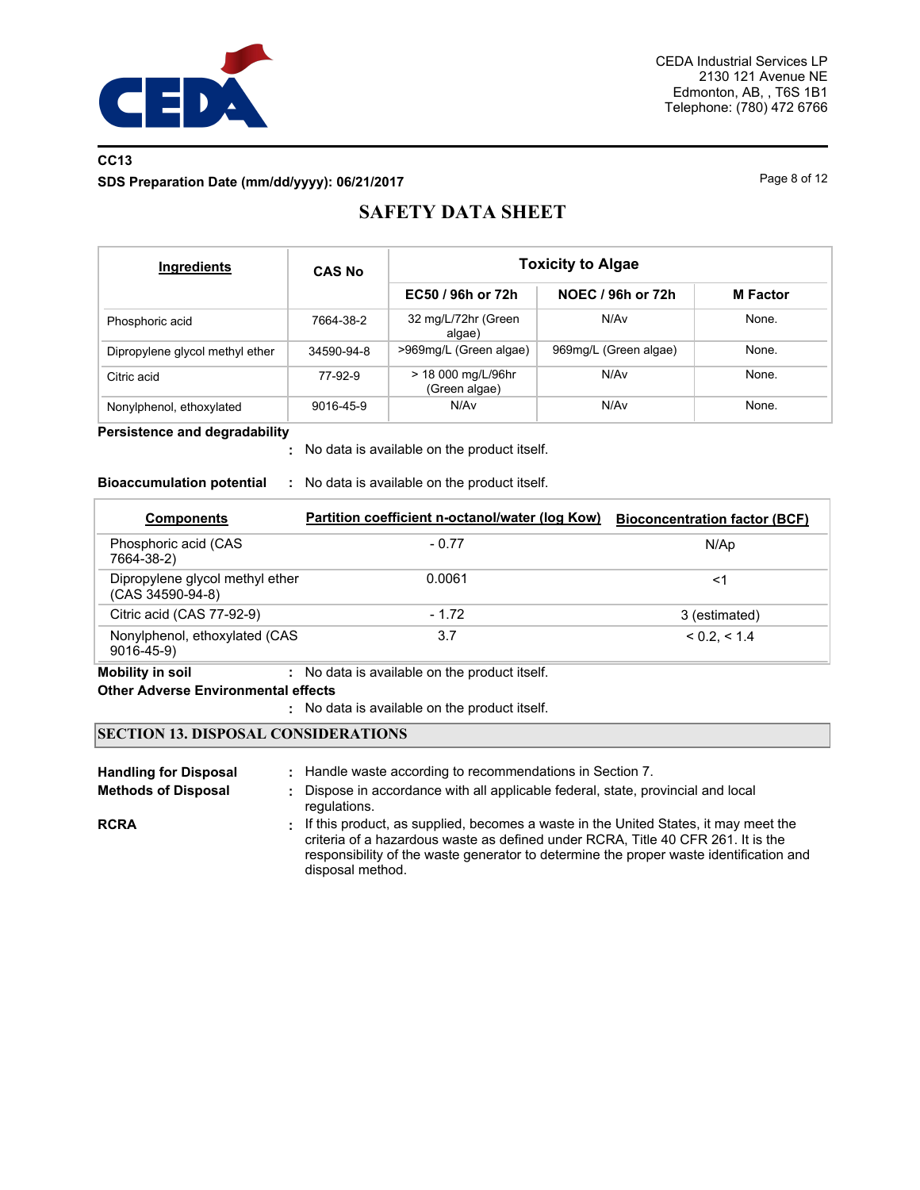CEDA Industrial Services LP
2130 121 Avenue NE
Edmonton, AB, , T6S 1B1
Telephone: (780) 472 6766

**CC13**

**SDS Preparation Date (mm/dd/yyyy): 06/21/2017**

# SAFETY DATA SHEET

| Ingredients | CAS No | Toxicity to Algae | | |
|---|---|---|---|---|
| | | EC50 / 96h or 72h | NOEC / 96h or 72h | M Factor |
| Phosphoric acid | 7664-38-2 | 32 mg/L/72hr (Green algae) | N/Av | None. |
| Dipropylene glycol methyl ether | 34590-94-8 | >969mg/L (Green algae) | 969mg/L (Green algae) | None. |
| Citric acid | 77-92-9 | > 18 000 mg/L/96hr (Green algae) | N/Av | None. |
| Nonylphenol, ethoxylated | 9016-45-9 | N/Av | N/Av | None. |

**Persistence and degradability**

: No data is available on the product itself.

**Bioaccumulation potential** : No data is available on the product itself.

| Components | Partition coefficient n-octanol/water (log Kow) | Bioconcentration factor (BCF) |
|---|---|---|
| Phosphoric acid (CAS 7664-38-2) | - 0.77 | N/Ap |
| Dipropylene glycol methyl ether (CAS 34590-94-8) | 0.0061 | <1 |
| Citric acid (CAS 77-92-9) | - 1.72 | 3 (estimated) |
| Nonylphenol, ethoxylated (CAS 9016-45-9) | 3.7 | < 0.2, < 1.4 |

**Mobility in soil** : No data is available on the product itself.

**Other Adverse Environmental effects**

: No data is available on the product itself.

## SECTION 13. DISPOSAL CONSIDERATIONS

**Handling for Disposal** : Handle waste according to recommendations in Section 7.

**Methods of Disposal** : Dispose in accordance with all applicable federal, state, provincial and local regulations.

**RCRA** : If this product, as supplied, becomes a waste in the United States, it may meet the criteria of a hazardous waste as defined under RCRA, Title 40 CFR 261. It is the responsibility of the waste generator to determine the proper waste identification and disposal method.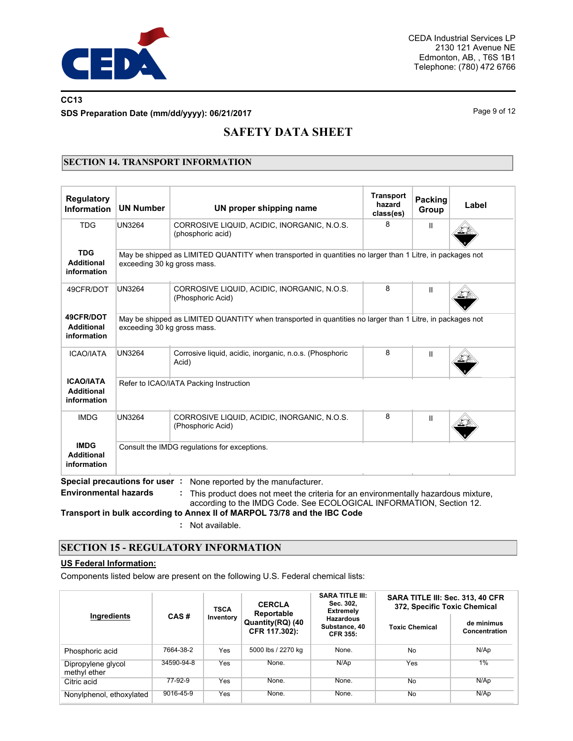CEDA Industrial Services LP
2130 121 Avenue NE
Edmonton, AB, , T6S 1B1
Telephone: (780) 472 6766

**CC13**

**SDS Preparation Date (mm/dd/yyyy): 06/21/2017**

# SAFETY DATA SHEET

## SECTION 14. TRANSPORT INFORMATION

| Regulatory Information | UN Number | UN proper shipping name | Transport hazard class(es) | Packing Group | Label |
|---|---|---|---|---|---|
| TDG | UN3264 | CORROSIVE LIQUID, ACIDIC, INORGANIC, N.O.S. (phosphoric acid) | 8 | II | |
| **TDG Additional information** | May be shipped as LIMITED QUANTITY when transported in quantities no larger than 1 Litre, in packages not exceeding 30 kg gross mass. | | | | |
| 49CFR/DOT | UN3264 | CORROSIVE LIQUID, ACIDIC, INORGANIC, N.O.S. (Phosphoric Acid) | 8 | II | |
| **49CFR/DOT Additional information** | May be shipped as LIMITED QUANTITY when transported in quantities no larger than 1 Litre, in packages not exceeding 30 kg gross mass. | | | | |
| ICAO/IATA | UN3264 | Corrosive liquid, acidic, inorganic, n.o.s. (Phosphoric Acid) | 8 | II | |
| **ICAO/IATA Additional information** | Refer to ICAO/IATA Packing Instruction | | | | |
| IMDG | UN3264 | CORROSIVE LIQUID, ACIDIC, INORGANIC, N.O.S. (Phosphoric Acid) | 8 | II | |
| **IMDG Additional information** | Consult the IMDG regulations for exceptions. | | | | |

**Special precautions for user** : None reported by the manufacturer.

**Environmental hazards** : This product does not meet the criteria for an environmentally hazardous mixture, according to the IMDG Code. See ECOLOGICAL INFORMATION, Section 12.

**Transport in bulk according to Annex II of MARPOL 73/78 and the IBC Code** : Not available.

## SECTION 15 - REGULATORY INFORMATION

**US Federal Information:**

Components listed below are present on the following U.S. Federal chemical lists:

| Ingredients | CAS # | TSCA Inventory | CERCLA Reportable Quantity(RQ) (40 CFR 117.302): | SARA TITLE III: Sec. 302, Extremely Hazardous Substance, 40 CFR 355: | SARA TITLE III: Sec. 313, 40 CFR 372, Specific Toxic Chemical | |
|---|---|---|---|---|---|---|
| | | | | | Toxic Chemical | de minimus Concentration |
| Phosphoric acid | 7664-38-2 | Yes | 5000 lbs / 2270 kg | None. | No | N/Ap |
| Dipropylene glycol methyl ether | 34590-94-8 | Yes | None. | N/Ap | Yes | 1% |
| Citric acid | 77-92-9 | Yes | None. | None. | No | N/Ap |
| Nonylphenol, ethoxylated | 9016-45-9 | Yes | None. | None. | No | N/Ap |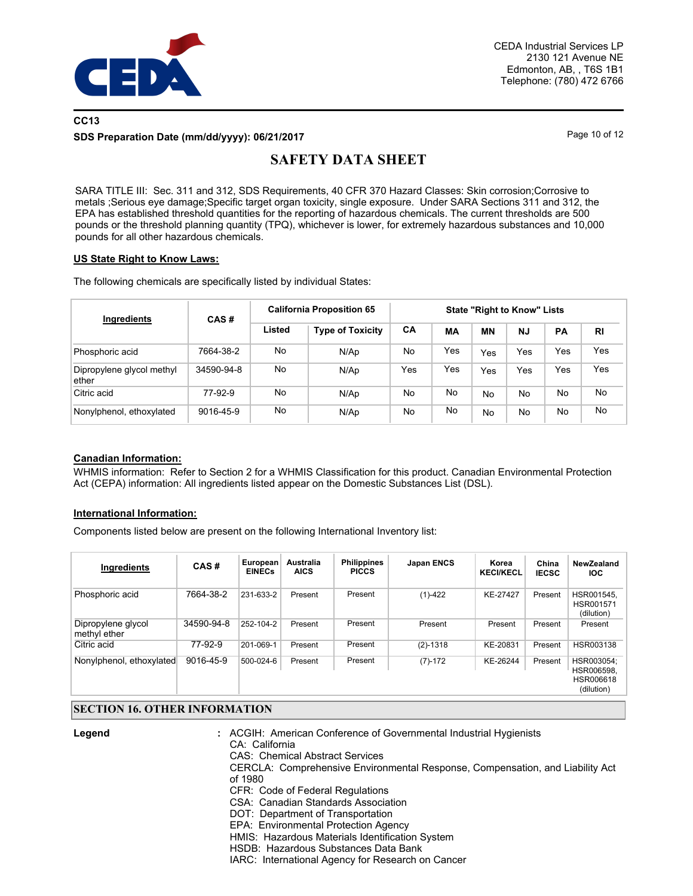SARA TITLE III: Sec. 311 and 312, SDS Requirements, 40 CFR 370 Hazard Classes: Skin corrosion;Corrosive to metals ;Serious eye damage;Specific target organ toxicity, single exposure. Under SARA Sections 311 and 312, the EPA has established threshold quantities for the reporting of hazardous chemicals. The current thresholds are 500 pounds or the threshold planning quantity (TPQ), whichever is lower, for extremely hazardous substances and 10,000 pounds for all other hazardous chemicals.

**US State Right to Know Laws:**

The following chemicals are specifically listed by individual States:

| Ingredients | CAS # | California Proposition 65 | | State "Right to Know" Lists | | | | | |
|---|---|---|---|---|---|---|---|---|---|
| | | Listed | Type of Toxicity | CA | MA | MN | NJ | PA | RI |
| Phosphoric acid | 7664-38-2 | No | N/Ap | No | Yes | Yes | Yes | Yes | Yes |
| Dipropylene glycol methyl ether | 34590-94-8 | No | N/Ap | Yes | Yes | Yes | Yes | Yes | Yes |
| Citric acid | 77-92-9 | No | N/Ap | No | No | No | No | No | No |
| Nonylphenol, ethoxylated | 9016-45-9 | No | N/Ap | No | No | No | No | No | No |

**Canadian Information:**

WHMIS information: Refer to Section 2 for a WHMIS Classification for this product. Canadian Environmental Protection Act (CEPA) information: All ingredients listed appear on the Domestic Substances List (DSL).

**International Information:**

Components listed below are present on the following International Inventory list:

| Ingredients | CAS # | European EINECs | Australia AICS | Philippines PICCS | Japan ENCS | Korea KECI/KECL | China IECSC | NewZealand IOC |
|---|---|---|---|---|---|---|---|---|
| Phosphoric acid | 7664-38-2 | 231-633-2 | Present | Present | (1)-422 | KE-27427 | Present | HSR001545, HSR001571 (dilution) |
| Dipropylene glycol methyl ether | 34590-94-8 | 252-104-2 | Present | Present | Present | Present | Present | Present |
| Citric acid | 77-92-9 | 201-069-1 | Present | Present | (2)-1318 | KE-20831 | Present | HSR003138 |
| Nonylphenol, ethoxylated | 9016-45-9 | 500-024-6 | Present | Present | (7)-172 | KE-26244 | Present | HSR003054; HSR006598, HSR006618 (dilution) |

## SECTION 16. OTHER INFORMATION

**Legend** : ACGIH: American Conference of Governmental Industrial Hygienists
CA: California
CAS: Chemical Abstract Services
CERCLA: Comprehensive Environmental Response, Compensation, and Liability Act of 1980
CFR: Code of Federal Regulations
CSA: Canadian Standards Association
DOT: Department of Transportation
EPA: Environmental Protection Agency
HMIS: Hazardous Materials Identification System
HSDB: Hazardous Substances Data Bank
IARC: International Agency for Research on Cancer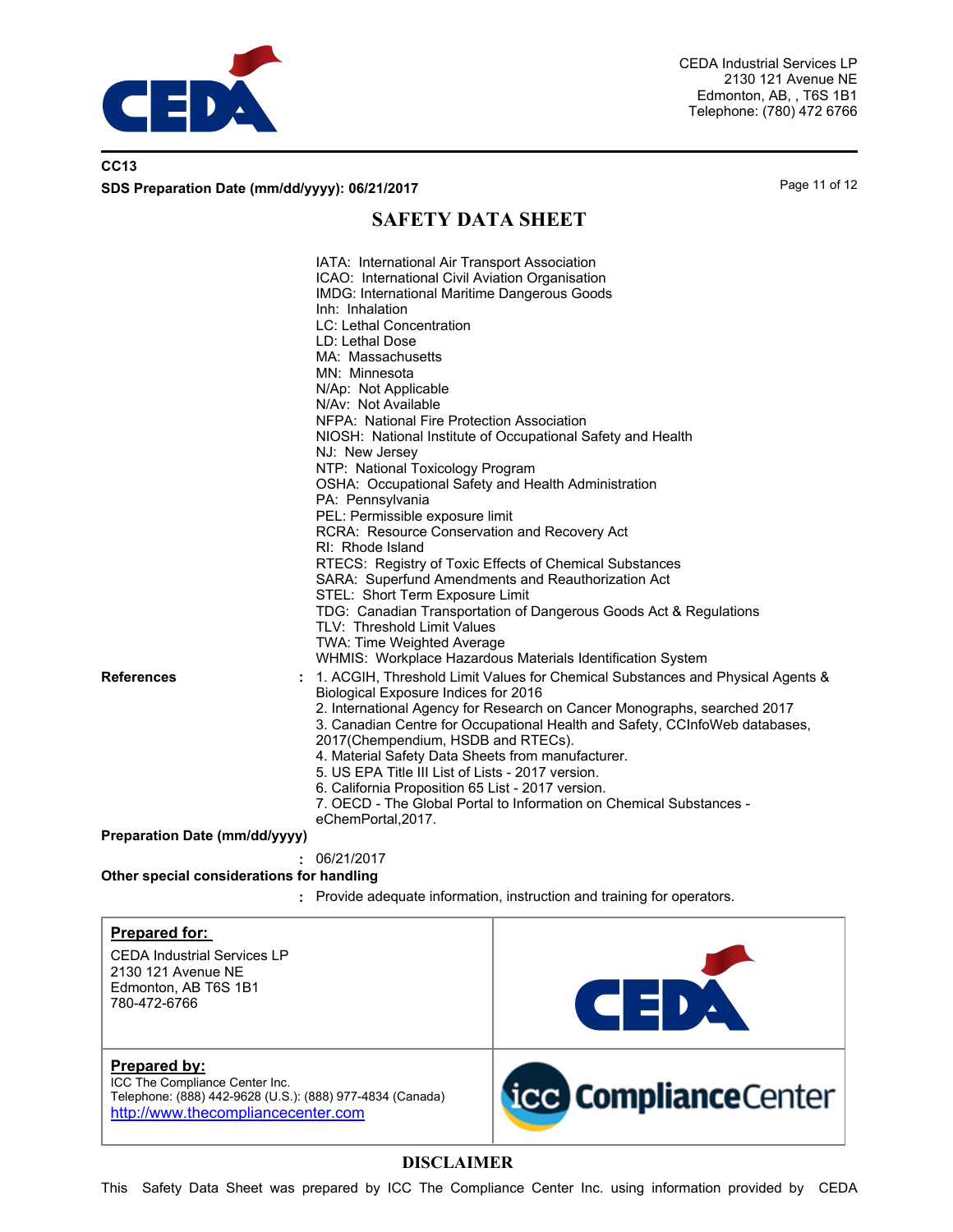IATA: International Air Transport Association
ICAO: International Civil Aviation Organisation
IMDG: International Maritime Dangerous Goods
Inh: Inhalation
LC: Lethal Concentration
LD: Lethal Dose
MA: Massachusetts
MN: Minnesota
N/Ap: Not Applicable
N/Av: Not Available
NFPA: National Fire Protection Association
NIOSH: National Institute of Occupational Safety and Health
NJ: New Jersey
NTP: National Toxicology Program
OSHA: Occupational Safety and Health Administration
PA: Pennsylvania
PEL: Permissible exposure limit
RCRA: Resource Conservation and Recovery Act
RI: Rhode Island
RTECS: Registry of Toxic Effects of Chemical Substances
SARA: Superfund Amendments and Reauthorization Act
STEL: Short Term Exposure Limit
TDG: Canadian Transportation of Dangerous Goods Act & Regulations
TLV: Threshold Limit Values
TWA: Time Weighted Average
WHMIS: Workplace Hazardous Materials Identification System

**References** : 1. ACGIH, Threshold Limit Values for Chemical Substances and Physical Agents & Biological Exposure Indices for 2016
2. International Agency for Research on Cancer Monographs, searched 2017
3. Canadian Centre for Occupational Health and Safety, CCInfoWeb databases, 2017(Chempendium, HSDB and RTECs).
4. Material Safety Data Sheets from manufacturer.
5. US EPA Title III List of Lists - 2017 version.
6. California Proposition 65 List - 2017 version.
7. OECD - The Global Portal to Information on Chemical Substances - eChemPortal,2017.

**Preparation Date (mm/dd/yyyy)** : 06/21/2017

**Other special considerations for handling** : Provide adequate information, instruction and training for operators.

| **Prepared for:** | |
|---|---|
| CEDA Industrial Services LP<br>2130 121 Avenue NE<br>Edmonton, AB T6S 1B1<br>780-472-6766 | CEDA |
| **Prepared by:**<br>ICC The Compliance Center Inc.<br>Telephone: (888) 442-9628 (U.S.): (888) 977-4834 (Canada)<br>[http://www.thecompliancecenter.com](http://www.thecompliancecenter.com) | icc ComplianceCenter |

## DISCLAIMER

This Safety Data Sheet was prepared by ICC The Compliance Center Inc. using information provided by CEDA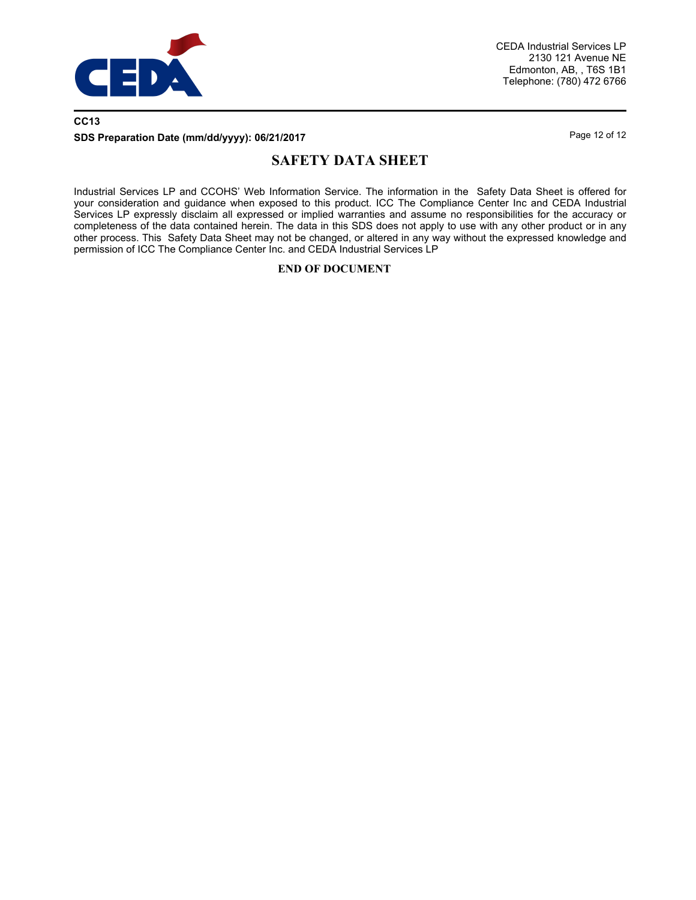# SAFETY DATA SHEET

Industrial Services LP and CCOHS' Web Information Service. The information in the Safety Data Sheet is offered for your consideration and guidance when exposed to this product. ICC The Compliance Center Inc and CEDA Industrial Services LP expressly disclaim all expressed or implied warranties and assume no responsibilities for the accuracy or completeness of the data contained herein. The data in this SDS does not apply to use with any other product or in any other process. This Safety Data Sheet may not be changed, or altered in any way without the expressed knowledge and permission of ICC The Compliance Center Inc. and CEDA Industrial Services LP

**END OF DOCUMENT**